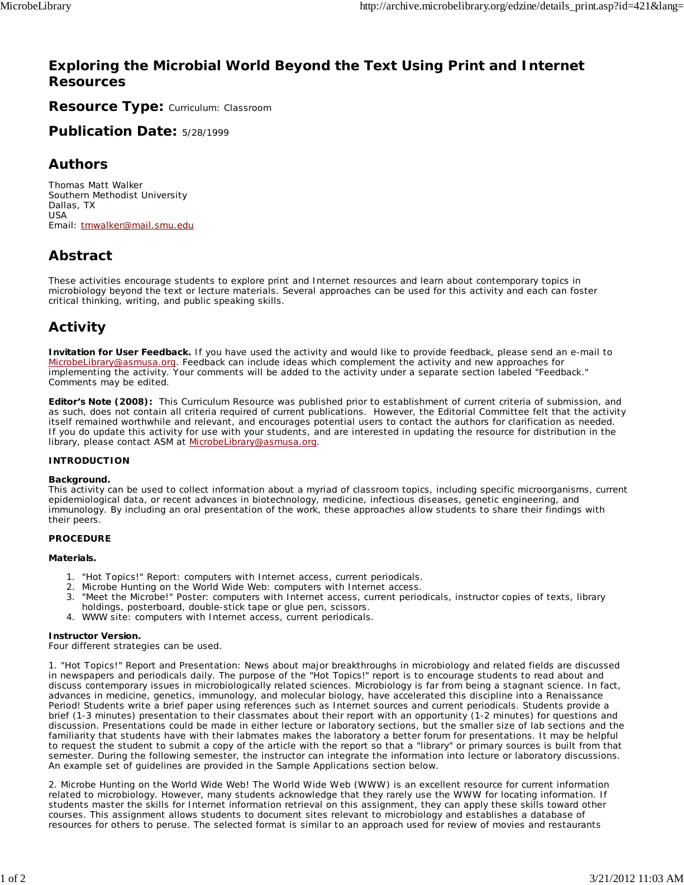# Exploring the Microbial World Beyond the Text Using Print and Internet Resources

## Resource Type: Curriculum: Classroom

## Publication Date: 5/28/1999

## Authors

Thomas Matt Walker
Southern Methodist University
Dallas, TX
USA
Email: tmwalker@mail.smu.edu

## Abstract

These activities encourage students to explore print and Internet resources and learn about contemporary topics in microbiology beyond the text or lecture materials. Several approaches can be used for this activity and each can foster critical thinking, writing, and public speaking skills.

## Activity

**Invitation for User Feedback.** If you have used the activity and would like to provide feedback, please send an e-mail to MicrobeLibrary@asmusa.org. Feedback can include ideas which complement the activity and new approaches for implementing the activity. Your comments will be added to the activity under a separate section labeled "Feedback." Comments may be edited.

**Editor's Note (2008):** This Curriculum Resource was published prior to establishment of current criteria of submission, and as such, does not contain all criteria required of current publications. However, the Editorial Committee felt that the activity itself remained worthwhile and relevant, and encourages potential users to contact the authors for clarification as needed. If you do update this activity for use with your students, and are interested in updating the resource for distribution in the library, please contact ASM at MicrobeLibrary@asmusa.org.

**INTRODUCTION**

**Background.**
This activity can be used to collect information about a myriad of classroom topics, including specific microorganisms, current epidemiological data, or recent advances in biotechnology, medicine, infectious diseases, genetic engineering, and immunology. By including an oral presentation of the work, these approaches allow students to share their findings with their peers.

**PROCEDURE**

**Materials.**

1. "Hot Topics!" Report: computers with Internet access, current periodicals.
2. Microbe Hunting on the World Wide Web: computers with Internet access.
3. "Meet the Microbe!" Poster: computers with Internet access, current periodicals, instructor copies of texts, library holdings, posterboard, double-stick tape or glue pen, scissors.
4. WWW site: computers with Internet access, current periodicals.

**Instructor Version.**
Four different strategies can be used.

1. "Hot Topics!" Report and Presentation: News about major breakthroughs in microbiology and related fields are discussed in newspapers and periodicals daily. The purpose of the "Hot Topics!" report is to encourage students to read about and discuss contemporary issues in microbiologically related sciences. Microbiology is far from being a stagnant science. In fact, advances in medicine, genetics, immunology, and molecular biology, have accelerated this discipline into a Renaissance Period! Students write a brief paper using references such as Internet sources and current periodicals. Students provide a brief (1-3 minutes) presentation to their classmates about their report with an opportunity (1-2 minutes) for questions and discussion. Presentations could be made in either lecture or laboratory sections, but the smaller size of lab sections and the familiarity that students have with their labmates makes the laboratory a better forum for presentations. It may be helpful to request the student to submit a copy of the article with the report so that a "library" or primary sources is built from that semester. During the following semester, the instructor can integrate the information into lecture or laboratory discussions. An example set of guidelines are provided in the Sample Applications section below.

2. Microbe Hunting on the World Wide Web! The World Wide Web (WWW) is an excellent resource for current information related to microbiology. However, many students acknowledge that they rarely use the WWW for locating information. If students master the skills for Internet information retrieval on this assignment, they can apply these skills toward other courses. This assignment allows students to document sites relevant to microbiology and establishes a database of resources for others to peruse. The selected format is similar to an approach used for review of movies and restaurants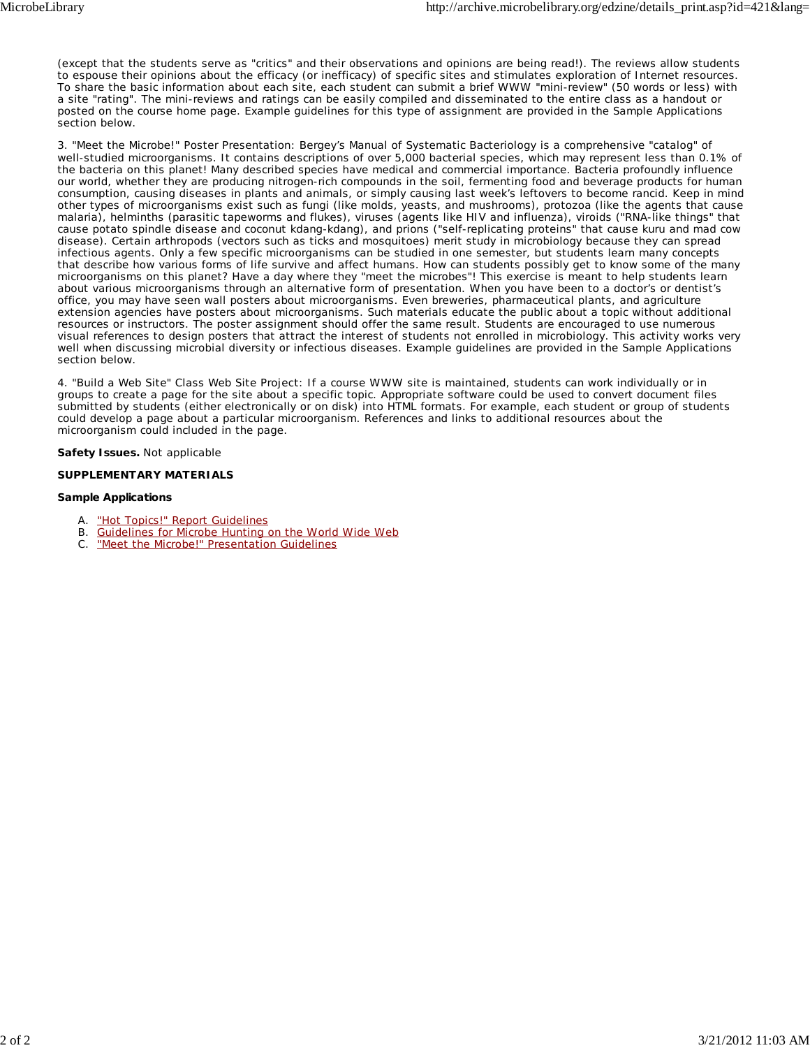(except that the students serve as "critics" and their observations and opinions are being read!). The reviews allow students to espouse their opinions about the efficacy (or inefficacy) of specific sites and stimulates exploration of Internet resources. To share the basic information about each site, each student can submit a brief WWW "mini-review" (50 words or less) with a site "rating". The mini-reviews and ratings can be easily compiled and disseminated to the entire class as a handout or posted on the course home page. Example guidelines for this type of assignment are provided in the Sample Applications section below.

3. "Meet the Microbe!" Poster Presentation: Bergey's Manual of Systematic Bacteriology is a comprehensive "catalog" of well-studied microorganisms. It contains descriptions of over 5,000 bacterial species, which may represent less than 0.1% of the bacteria on this planet! Many described species have medical and commercial importance. Bacteria profoundly influence our world, whether they are producing nitrogen-rich compounds in the soil, fermenting food and beverage products for human consumption, causing diseases in plants and animals, or simply causing last week's leftovers to become rancid. Keep in mind other types of microorganisms exist such as fungi (like molds, yeasts, and mushrooms), protozoa (like the agents that cause malaria), helminths (parasitic tapeworms and flukes), viruses (agents like HIV and influenza), viroids ("RNA-like things" that cause potato spindle disease and coconut kdang-kdang), and prions ("self-replicating proteins" that cause kuru and mad cow disease). Certain arthropods (vectors such as ticks and mosquitoes) merit study in microbiology because they can spread infectious agents. Only a few specific microorganisms can be studied in one semester, but students learn many concepts that describe how various forms of life survive and affect humans. How can students possibly get to know some of the many microorganisms on this planet? Have a day where they "meet the microbes"! This exercise is meant to help students learn about various microorganisms through an alternative form of presentation. When you have been to a doctor's or dentist's office, you may have seen wall posters about microorganisms. Even breweries, pharmaceutical plants, and agriculture extension agencies have posters about microorganisms. Such materials educate the public about a topic without additional resources or instructors. The poster assignment should offer the same result. Students are encouraged to use numerous visual references to design posters that attract the interest of students not enrolled in microbiology. This activity works very well when discussing microbial diversity or infectious diseases. Example guidelines are provided in the Sample Applications section below.

4. "Build a Web Site" Class Web Site Project: If a course WWW site is maintained, students can work individually or in groups to create a page for the site about a specific topic. Appropriate software could be used to convert document files submitted by students (either electronically or on disk) into HTML formats. For example, each student or group of students could develop a page about a particular microorganism. References and links to additional resources about the microorganism could included in the page.

**Safety Issues.** Not applicable

**SUPPLEMENTARY MATERIALS**

**Sample Applications**

A. "Hot Topics!" Report Guidelines
B. Guidelines for Microbe Hunting on the World Wide Web
C. "Meet the Microbe!" Presentation Guidelines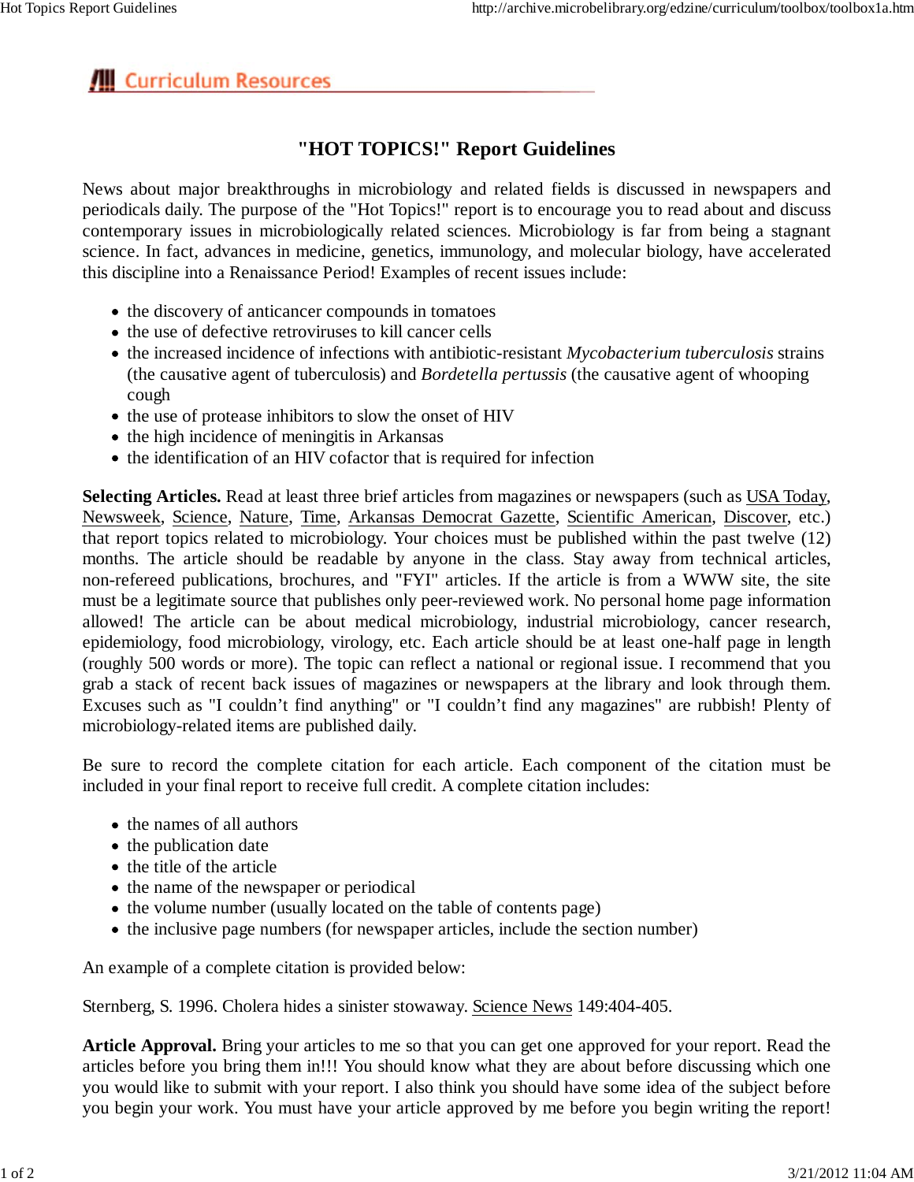Curriculum Resources

# "HOT TOPICS!" Report Guidelines

News about major breakthroughs in microbiology and related fields is discussed in newspapers and periodicals daily. The purpose of the "Hot Topics!" report is to encourage you to read about and discuss contemporary issues in microbiologically related sciences. Microbiology is far from being a stagnant science. In fact, advances in medicine, genetics, immunology, and molecular biology, have accelerated this discipline into a Renaissance Period! Examples of recent issues include:

- the discovery of anticancer compounds in tomatoes
- the use of defective retroviruses to kill cancer cells
- the increased incidence of infections with antibiotic-resistant *Mycobacterium tuberculosis* strains (the causative agent of tuberculosis) and *Bordetella pertussis* (the causative agent of whooping cough
- the use of protease inhibitors to slow the onset of HIV
- the high incidence of meningitis in Arkansas
- the identification of an HIV cofactor that is required for infection

**Selecting Articles.** Read at least three brief articles from magazines or newspapers (such as USA Today, Newsweek, Science, Nature, Time, Arkansas Democrat Gazette, Scientific American, Discover, etc.) that report topics related to microbiology. Your choices must be published within the past twelve (12) months. The article should be readable by anyone in the class. Stay away from technical articles, non-refereed publications, brochures, and "FYI" articles. If the article is from a WWW site, the site must be a legitimate source that publishes only peer-reviewed work. No personal home page information allowed! The article can be about medical microbiology, industrial microbiology, cancer research, epidemiology, food microbiology, virology, etc. Each article should be at least one-half page in length (roughly 500 words or more). The topic can reflect a national or regional issue. I recommend that you grab a stack of recent back issues of magazines or newspapers at the library and look through them. Excuses such as "I couldn't find anything" or "I couldn't find any magazines" are rubbish! Plenty of microbiology-related items are published daily.

Be sure to record the complete citation for each article. Each component of the citation must be included in your final report to receive full credit. A complete citation includes:

- the names of all authors
- the publication date
- the title of the article
- the name of the newspaper or periodical
- the volume number (usually located on the table of contents page)
- the inclusive page numbers (for newspaper articles, include the section number)

An example of a complete citation is provided below:

Sternberg, S. 1996. Cholera hides a sinister stowaway. Science News 149:404-405.

**Article Approval.** Bring your articles to me so that you can get one approved for your report. Read the articles before you bring them in!!! You should know what they are about before discussing which one you would like to submit with your report. I also think you should have some idea of the subject before you begin your work. You must have your article approved by me before you begin writing the report!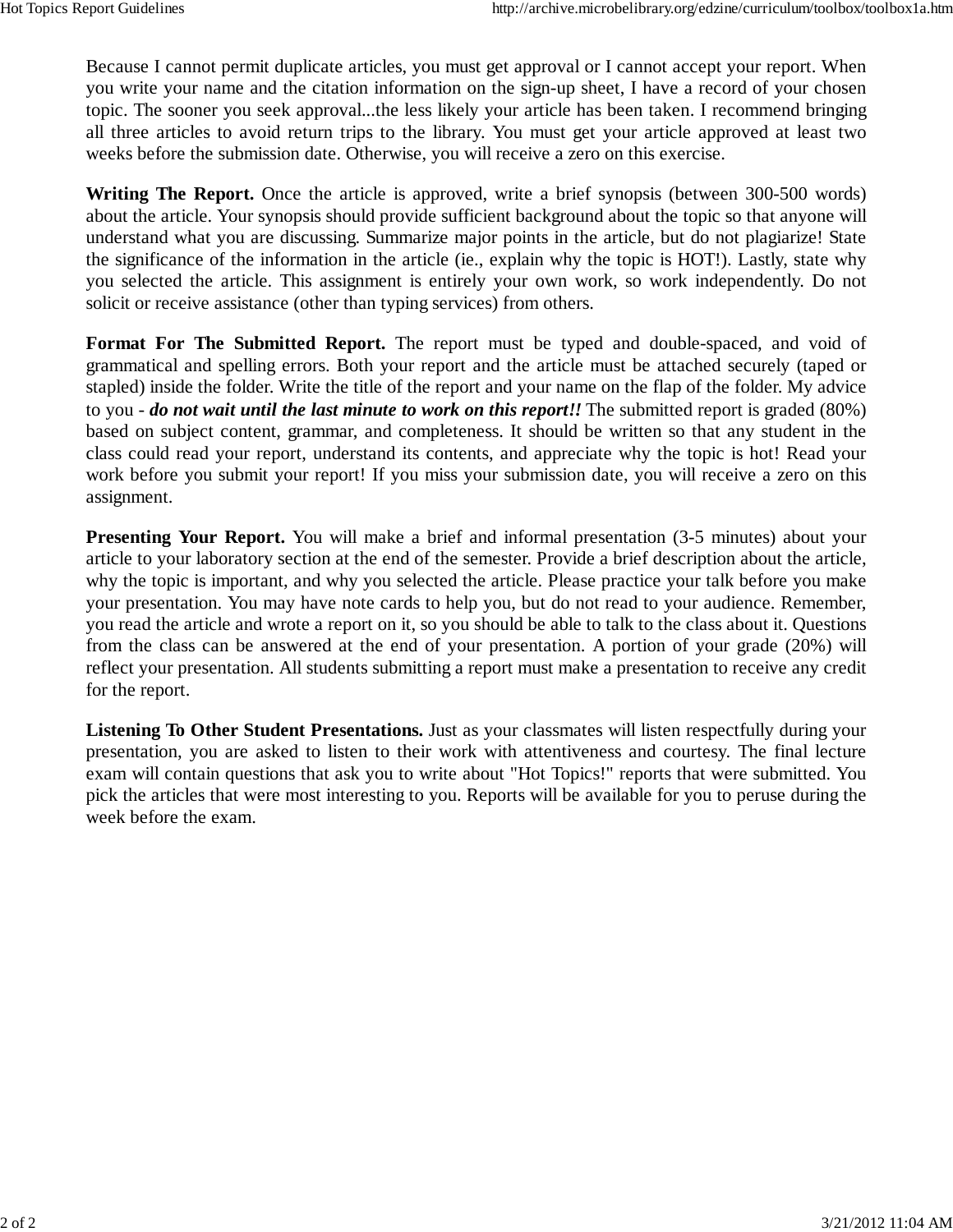Because I cannot permit duplicate articles, you must get approval or I cannot accept your report. When you write your name and the citation information on the sign-up sheet, I have a record of your chosen topic. The sooner you seek approval...the less likely your article has been taken. I recommend bringing all three articles to avoid return trips to the library. You must get your article approved at least two weeks before the submission date. Otherwise, you will receive a zero on this exercise.

**Writing The Report.** Once the article is approved, write a brief synopsis (between 300-500 words) about the article. Your synopsis should provide sufficient background about the topic so that anyone will understand what you are discussing. Summarize major points in the article, but do not plagiarize! State the significance of the information in the article (ie., explain why the topic is HOT!). Lastly, state why you selected the article. This assignment is entirely your own work, so work independently. Do not solicit or receive assistance (other than typing services) from others.

**Format For The Submitted Report.** The report must be typed and double-spaced, and void of grammatical and spelling errors. Both your report and the article must be attached securely (taped or stapled) inside the folder. Write the title of the report and your name on the flap of the folder. My advice to you - ***do not wait until the last minute to work on this report!!*** The submitted report is graded (80%) based on subject content, grammar, and completeness. It should be written so that any student in the class could read your report, understand its contents, and appreciate why the topic is hot! Read your work before you submit your report! If you miss your submission date, you will receive a zero on this assignment.

**Presenting Your Report.** You will make a brief and informal presentation (3-5 minutes) about your article to your laboratory section at the end of the semester. Provide a brief description about the article, why the topic is important, and why you selected the article. Please practice your talk before you make your presentation. You may have note cards to help you, but do not read to your audience. Remember, you read the article and wrote a report on it, so you should be able to talk to the class about it. Questions from the class can be answered at the end of your presentation. A portion of your grade (20%) will reflect your presentation. All students submitting a report must make a presentation to receive any credit for the report.

**Listening To Other Student Presentations.** Just as your classmates will listen respectfully during your presentation, you are asked to listen to their work with attentiveness and courtesy. The final lecture exam will contain questions that ask you to write about "Hot Topics!" reports that were submitted. You pick the articles that were most interesting to you. Reports will be available for you to peruse during the week before the exam.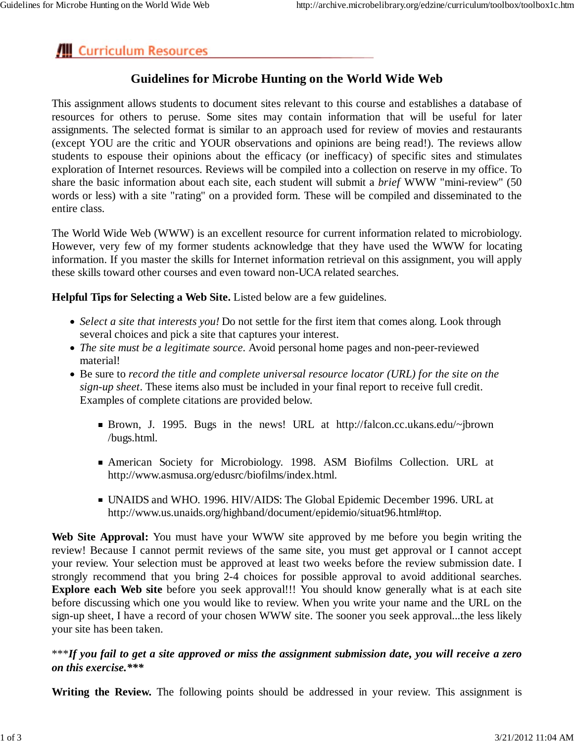## Curriculum Resources

# Guidelines for Microbe Hunting on the World Wide Web

This assignment allows students to document sites relevant to this course and establishes a database of resources for others to peruse. Some sites may contain information that will be useful for later assignments. The selected format is similar to an approach used for review of movies and restaurants (except YOU are the critic and YOUR observations and opinions are being read!). The reviews allow students to espouse their opinions about the efficacy (or inefficacy) of specific sites and stimulates exploration of Internet resources. Reviews will be compiled into a collection on reserve in my office. To share the basic information about each site, each student will submit a *brief* WWW "mini-review" (50 words or less) with a site "rating" on a provided form. These will be compiled and disseminated to the entire class.

The World Wide Web (WWW) is an excellent resource for current information related to microbiology. However, very few of my former students acknowledge that they have used the WWW for locating information. If you master the skills for Internet information retrieval on this assignment, you will apply these skills toward other courses and even toward non-UCA related searches.

**Helpful Tips for Selecting a Web Site.** Listed below are a few guidelines.

- *Select a site that interests you!* Do not settle for the first item that comes along. Look through several choices and pick a site that captures your interest.
- *The site must be a legitimate source.* Avoid personal home pages and non-peer-reviewed material!
- Be sure to *record the title and complete universal resource locator (URL) for the site on the sign-up sheet*. These items also must be included in your final report to receive full credit. Examples of complete citations are provided below.
  - Brown, J. 1995. Bugs in the news! URL at http://falcon.cc.ukans.edu/~jbrown/bugs.html.
  - American Society for Microbiology. 1998. ASM Biofilms Collection. URL at http://www.asmusa.org/edusrc/biofilms/index.html.
  - UNAIDS and WHO. 1996. HIV/AIDS: The Global Epidemic December 1996. URL at http://www.us.unaids.org/highband/document/epidemio/situat96.html#top.

**Web Site Approval:** You must have your WWW site approved by me before you begin writing the review! Because I cannot permit reviews of the same site, you must get approval or I cannot accept your review. Your selection must be approved at least two weeks before the review submission date. I strongly recommend that you bring 2-4 choices for possible approval to avoid additional searches. **Explore each Web site** before you seek approval!!! You should know generally what is at each site before discussing which one you would like to review. When you write your name and the URL on the sign-up sheet, I have a record of your chosen WWW site. The sooner you seek approval...the less likely your site has been taken.

****If you fail to get a site approved or miss the assignment submission date, you will receive a zero on this exercise.****

**Writing the Review.** The following points should be addressed in your review. This assignment is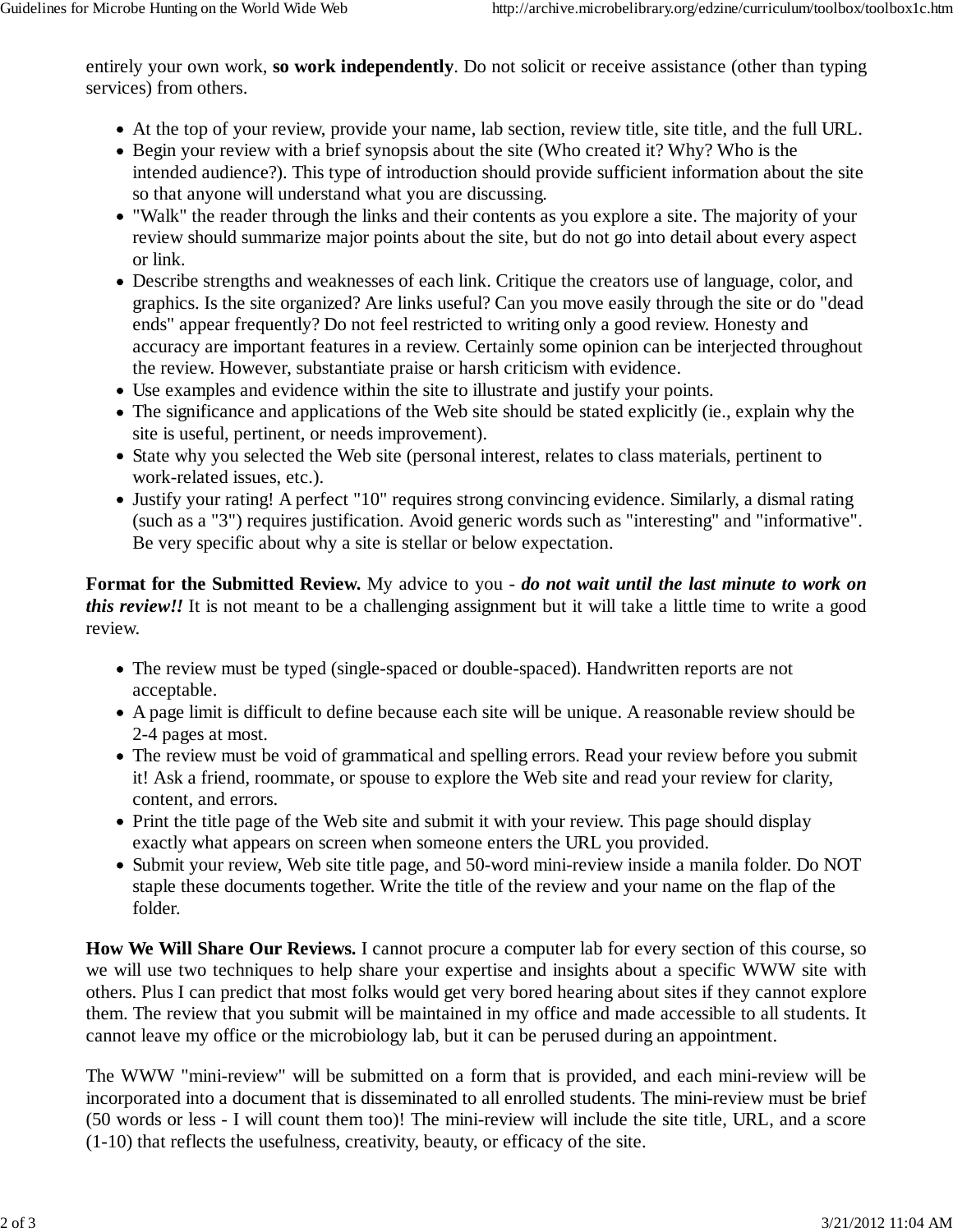entirely your own work, **so work independently**. Do not solicit or receive assistance (other than typing services) from others.

- At the top of your review, provide your name, lab section, review title, site title, and the full URL.
- Begin your review with a brief synopsis about the site (Who created it? Why? Who is the intended audience?). This type of introduction should provide sufficient information about the site so that anyone will understand what you are discussing.
- "Walk" the reader through the links and their contents as you explore a site. The majority of your review should summarize major points about the site, but do not go into detail about every aspect or link.
- Describe strengths and weaknesses of each link. Critique the creators use of language, color, and graphics. Is the site organized? Are links useful? Can you move easily through the site or do "dead ends" appear frequently? Do not feel restricted to writing only a good review. Honesty and accuracy are important features in a review. Certainly some opinion can be interjected throughout the review. However, substantiate praise or harsh criticism with evidence.
- Use examples and evidence within the site to illustrate and justify your points.
- The significance and applications of the Web site should be stated explicitly (ie., explain why the site is useful, pertinent, or needs improvement).
- State why you selected the Web site (personal interest, relates to class materials, pertinent to work-related issues, etc.).
- Justify your rating! A perfect "10" requires strong convincing evidence. Similarly, a dismal rating (such as a "3") requires justification. Avoid generic words such as "interesting" and "informative". Be very specific about why a site is stellar or below expectation.

**Format for the Submitted Review.** My advice to you - ***do not wait until the last minute to work on this review!!*** It is not meant to be a challenging assignment but it will take a little time to write a good review.

- The review must be typed (single-spaced or double-spaced). Handwritten reports are not acceptable.
- A page limit is difficult to define because each site will be unique. A reasonable review should be 2-4 pages at most.
- The review must be void of grammatical and spelling errors. Read your review before you submit it! Ask a friend, roommate, or spouse to explore the Web site and read your review for clarity, content, and errors.
- Print the title page of the Web site and submit it with your review. This page should display exactly what appears on screen when someone enters the URL you provided.
- Submit your review, Web site title page, and 50-word mini-review inside a manila folder. Do NOT staple these documents together. Write the title of the review and your name on the flap of the folder.

**How We Will Share Our Reviews.** I cannot procure a computer lab for every section of this course, so we will use two techniques to help share your expertise and insights about a specific WWW site with others. Plus I can predict that most folks would get very bored hearing about sites if they cannot explore them. The review that you submit will be maintained in my office and made accessible to all students. It cannot leave my office or the microbiology lab, but it can be perused during an appointment.

The WWW "mini-review" will be submitted on a form that is provided, and each mini-review will be incorporated into a document that is disseminated to all enrolled students. The mini-review must be brief (50 words or less - I will count them too)! The mini-review will include the site title, URL, and a score (1-10) that reflects the usefulness, creativity, beauty, or efficacy of the site.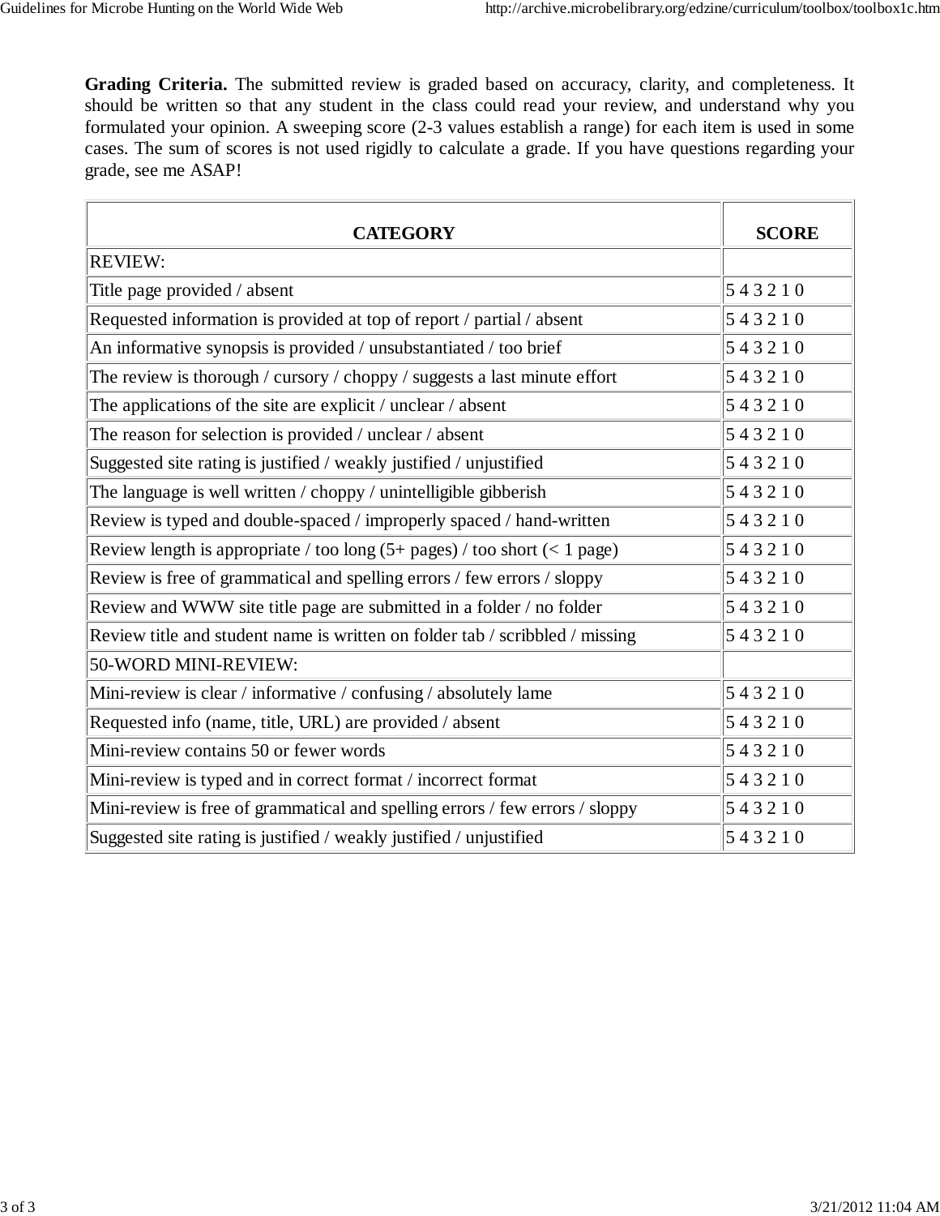**Grading Criteria.** The submitted review is graded based on accuracy, clarity, and completeness. It should be written so that any student in the class could read your review, and understand why you formulated your opinion. A sweeping score (2-3 values establish a range) for each item is used in some cases. The sum of scores is not used rigidly to calculate a grade. If you have questions regarding your grade, see me ASAP!

| CATEGORY | SCORE |
|---|---|
| REVIEW: | |
| Title page provided / absent | 5 4 3 2 1 0 |
| Requested information is provided at top of report / partial / absent | 5 4 3 2 1 0 |
| An informative synopsis is provided / unsubstantiated / too brief | 5 4 3 2 1 0 |
| The review is thorough / cursory / choppy / suggests a last minute effort | 5 4 3 2 1 0 |
| The applications of the site are explicit / unclear / absent | 5 4 3 2 1 0 |
| The reason for selection is provided / unclear / absent | 5 4 3 2 1 0 |
| Suggested site rating is justified / weakly justified / unjustified | 5 4 3 2 1 0 |
| The language is well written / choppy / unintelligible gibberish | 5 4 3 2 1 0 |
| Review is typed and double-spaced / improperly spaced / hand-written | 5 4 3 2 1 0 |
| Review length is appropriate / too long (5+ pages) / too short (< 1 page) | 5 4 3 2 1 0 |
| Review is free of grammatical and spelling errors / few errors / sloppy | 5 4 3 2 1 0 |
| Review and WWW site title page are submitted in a folder / no folder | 5 4 3 2 1 0 |
| Review title and student name is written on folder tab / scribbled / missing | 5 4 3 2 1 0 |
| 50-WORD MINI-REVIEW: | |
| Mini-review is clear / informative / confusing / absolutely lame | 5 4 3 2 1 0 |
| Requested info (name, title, URL) are provided / absent | 5 4 3 2 1 0 |
| Mini-review contains 50 or fewer words | 5 4 3 2 1 0 |
| Mini-review is typed and in correct format / incorrect format | 5 4 3 2 1 0 |
| Mini-review is free of grammatical and spelling errors / few errors / sloppy | 5 4 3 2 1 0 |
| Suggested site rating is justified / weakly justified / unjustified | 5 4 3 2 1 0 |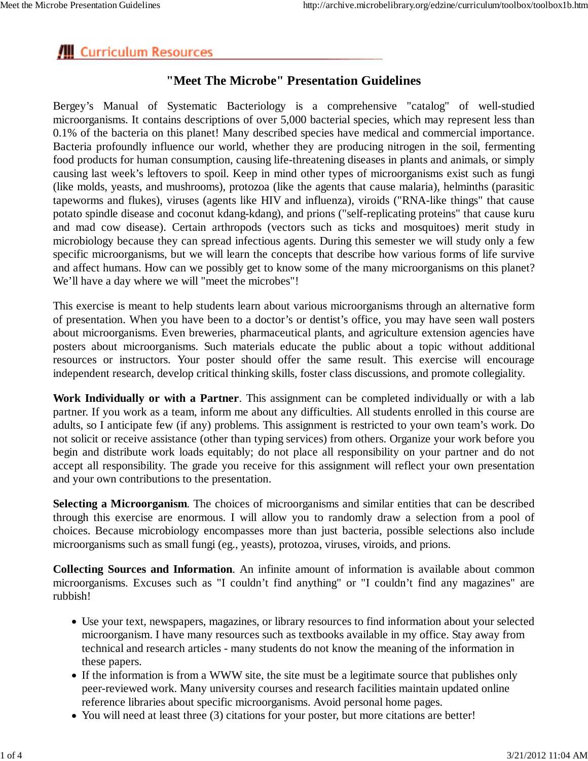## Curriculum Resources

# "Meet The Microbe" Presentation Guidelines

Bergey's Manual of Systematic Bacteriology is a comprehensive "catalog" of well-studied microorganisms. It contains descriptions of over 5,000 bacterial species, which may represent less than 0.1% of the bacteria on this planet! Many described species have medical and commercial importance. Bacteria profoundly influence our world, whether they are producing nitrogen in the soil, fermenting food products for human consumption, causing life-threatening diseases in plants and animals, or simply causing last week's leftovers to spoil. Keep in mind other types of microorganisms exist such as fungi (like molds, yeasts, and mushrooms), protozoa (like the agents that cause malaria), helminths (parasitic tapeworms and flukes), viruses (agents like HIV and influenza), viroids ("RNA-like things" that cause potato spindle disease and coconut kdang-kdang), and prions ("self-replicating proteins" that cause kuru and mad cow disease). Certain arthropods (vectors such as ticks and mosquitoes) merit study in microbiology because they can spread infectious agents. During this semester we will study only a few specific microorganisms, but we will learn the concepts that describe how various forms of life survive and affect humans. How can we possibly get to know some of the many microorganisms on this planet? We'll have a day where we will "meet the microbes"!

This exercise is meant to help students learn about various microorganisms through an alternative form of presentation. When you have been to a doctor's or dentist's office, you may have seen wall posters about microorganisms. Even breweries, pharmaceutical plants, and agriculture extension agencies have posters about microorganisms. Such materials educate the public about a topic without additional resources or instructors. Your poster should offer the same result. This exercise will encourage independent research, develop critical thinking skills, foster class discussions, and promote collegiality.

**Work Individually or with a Partner**. This assignment can be completed individually or with a lab partner. If you work as a team, inform me about any difficulties. All students enrolled in this course are adults, so I anticipate few (if any) problems. This assignment is restricted to your own team's work. Do not solicit or receive assistance (other than typing services) from others. Organize your work before you begin and distribute work loads equitably; do not place all responsibility on your partner and do not accept all responsibility. The grade you receive for this assignment will reflect your own presentation and your own contributions to the presentation.

**Selecting a Microorganism**. The choices of microorganisms and similar entities that can be described through this exercise are enormous. I will allow you to randomly draw a selection from a pool of choices. Because microbiology encompasses more than just bacteria, possible selections also include microorganisms such as small fungi (eg., yeasts), protozoa, viruses, viroids, and prions.

**Collecting Sources and Information**. An infinite amount of information is available about common microorganisms. Excuses such as "I couldn't find anything" or "I couldn't find any magazines" are rubbish!

- Use your text, newspapers, magazines, or library resources to find information about your selected microorganism. I have many resources such as textbooks available in my office. Stay away from technical and research articles - many students do not know the meaning of the information in these papers.
- If the information is from a WWW site, the site must be a legitimate source that publishes only peer-reviewed work. Many university courses and research facilities maintain updated online reference libraries about specific microorganisms. Avoid personal home pages.
- You will need at least three (3) citations for your poster, but more citations are better!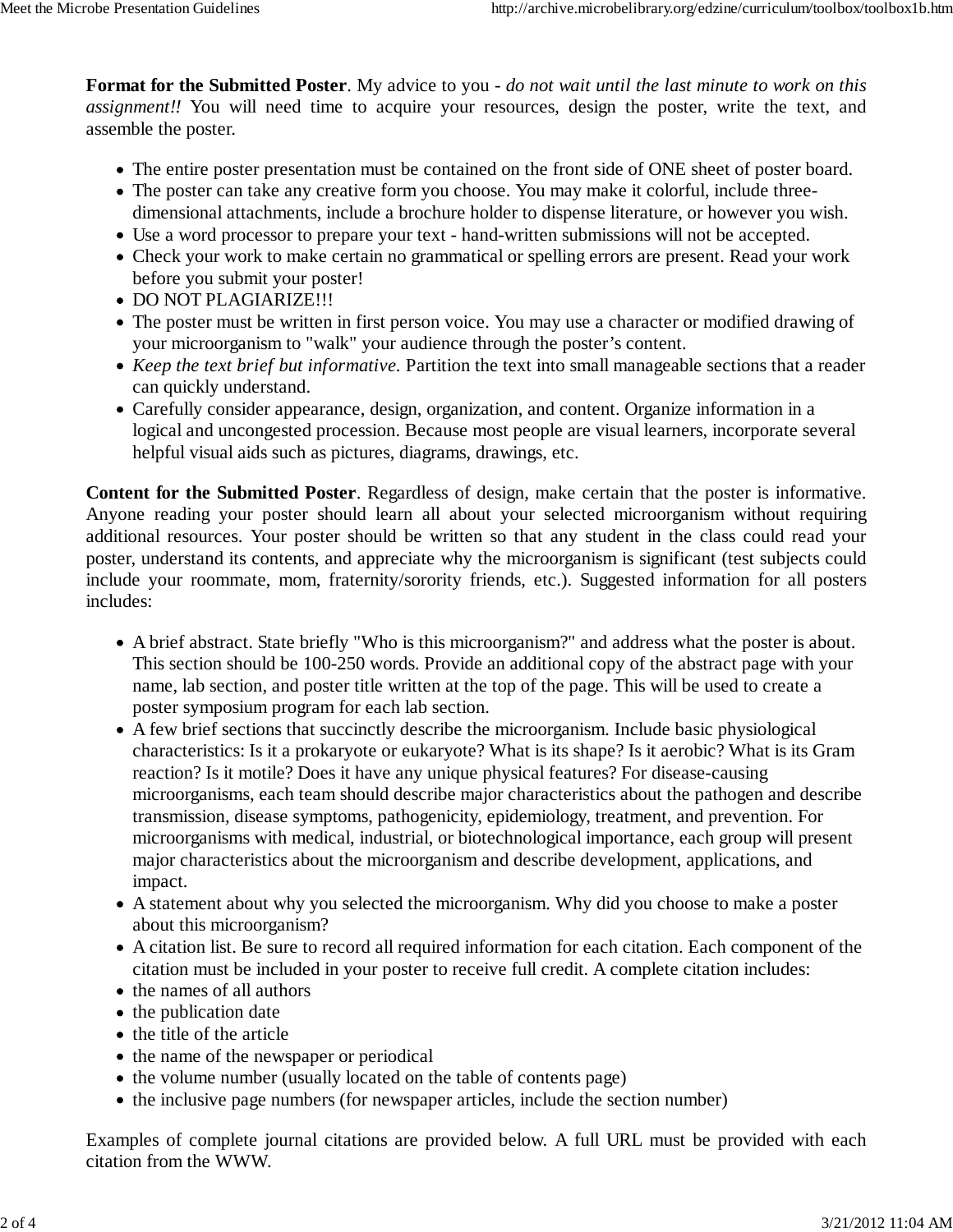**Format for the Submitted Poster**. My advice to you - *do not wait until the last minute to work on this assignment!!* You will need time to acquire your resources, design the poster, write the text, and assemble the poster.

- The entire poster presentation must be contained on the front side of ONE sheet of poster board.
- The poster can take any creative form you choose. You may make it colorful, include three-dimensional attachments, include a brochure holder to dispense literature, or however you wish.
- Use a word processor to prepare your text - hand-written submissions will not be accepted.
- Check your work to make certain no grammatical or spelling errors are present. Read your work before you submit your poster!
- DO NOT PLAGIARIZE!!!
- The poster must be written in first person voice. You may use a character or modified drawing of your microorganism to "walk" your audience through the poster's content.
- *Keep the text brief but informative.* Partition the text into small manageable sections that a reader can quickly understand.
- Carefully consider appearance, design, organization, and content. Organize information in a logical and uncongested procession. Because most people are visual learners, incorporate several helpful visual aids such as pictures, diagrams, drawings, etc.

**Content for the Submitted Poster**. Regardless of design, make certain that the poster is informative. Anyone reading your poster should learn all about your selected microorganism without requiring additional resources. Your poster should be written so that any student in the class could read your poster, understand its contents, and appreciate why the microorganism is significant (test subjects could include your roommate, mom, fraternity/sorority friends, etc.). Suggested information for all posters includes:

- A brief abstract. State briefly "Who is this microorganism?" and address what the poster is about. This section should be 100-250 words. Provide an additional copy of the abstract page with your name, lab section, and poster title written at the top of the page. This will be used to create a poster symposium program for each lab section.
- A few brief sections that succinctly describe the microorganism. Include basic physiological characteristics: Is it a prokaryote or eukaryote? What is its shape? Is it aerobic? What is its Gram reaction? Is it motile? Does it have any unique physical features? For disease-causing microorganisms, each team should describe major characteristics about the pathogen and describe transmission, disease symptoms, pathogenicity, epidemiology, treatment, and prevention. For microorganisms with medical, industrial, or biotechnological importance, each group will present major characteristics about the microorganism and describe development, applications, and impact.
- A statement about why you selected the microorganism. Why did you choose to make a poster about this microorganism?
- A citation list. Be sure to record all required information for each citation. Each component of the citation must be included in your poster to receive full credit. A complete citation includes:
- the names of all authors
- the publication date
- the title of the article
- the name of the newspaper or periodical
- the volume number (usually located on the table of contents page)
- the inclusive page numbers (for newspaper articles, include the section number)

Examples of complete journal citations are provided below. A full URL must be provided with each citation from the WWW.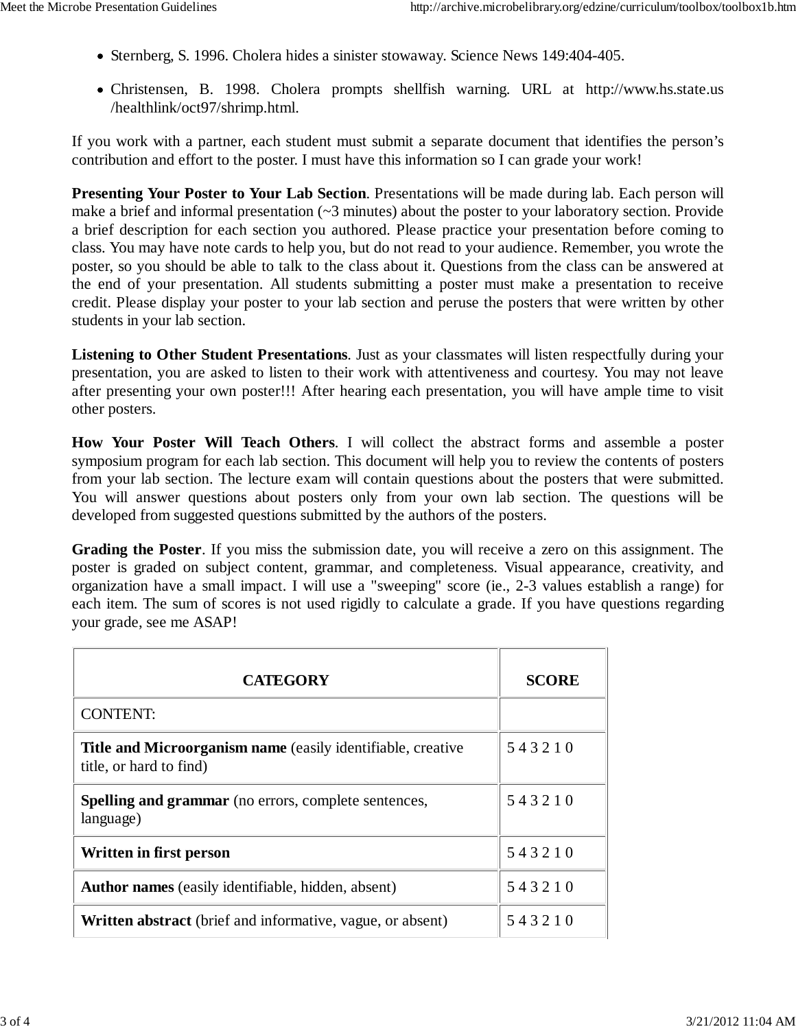- Sternberg, S. 1996. Cholera hides a sinister stowaway. Science News 149:404-405.
- Christensen, B. 1998. Cholera prompts shellfish warning. URL at http://www.hs.state.us/healthlink/oct97/shrimp.html.

If you work with a partner, each student must submit a separate document that identifies the person's contribution and effort to the poster. I must have this information so I can grade your work!

**Presenting Your Poster to Your Lab Section**. Presentations will be made during lab. Each person will make a brief and informal presentation (~3 minutes) about the poster to your laboratory section. Provide a brief description for each section you authored. Please practice your presentation before coming to class. You may have note cards to help you, but do not read to your audience. Remember, you wrote the poster, so you should be able to talk to the class about it. Questions from the class can be answered at the end of your presentation. All students submitting a poster must make a presentation to receive credit. Please display your poster to your lab section and peruse the posters that were written by other students in your lab section.

**Listening to Other Student Presentations**. Just as your classmates will listen respectfully during your presentation, you are asked to listen to their work with attentiveness and courtesy. You may not leave after presenting your own poster!!! After hearing each presentation, you will have ample time to visit other posters.

**How Your Poster Will Teach Others**. I will collect the abstract forms and assemble a poster symposium program for each lab section. This document will help you to review the contents of posters from your lab section. The lecture exam will contain questions about the posters that were submitted. You will answer questions about posters only from your own lab section. The questions will be developed from suggested questions submitted by the authors of the posters.

**Grading the Poster**. If you miss the submission date, you will receive a zero on this assignment. The poster is graded on subject content, grammar, and completeness. Visual appearance, creativity, and organization have a small impact. I will use a "sweeping" score (ie., 2-3 values establish a range) for each item. The sum of scores is not used rigidly to calculate a grade. If you have questions regarding your grade, see me ASAP!

| CATEGORY | SCORE |
|---|---|
| CONTENT: | |
| **Title and Microorganism name** (easily identifiable, creative title, or hard to find) | 5 4 3 2 1 0 |
| **Spelling and grammar** (no errors, complete sentences, language) | 5 4 3 2 1 0 |
| **Written in first person** | 5 4 3 2 1 0 |
| **Author names** (easily identifiable, hidden, absent) | 5 4 3 2 1 0 |
| **Written abstract** (brief and informative, vague, or absent) | 5 4 3 2 1 0 |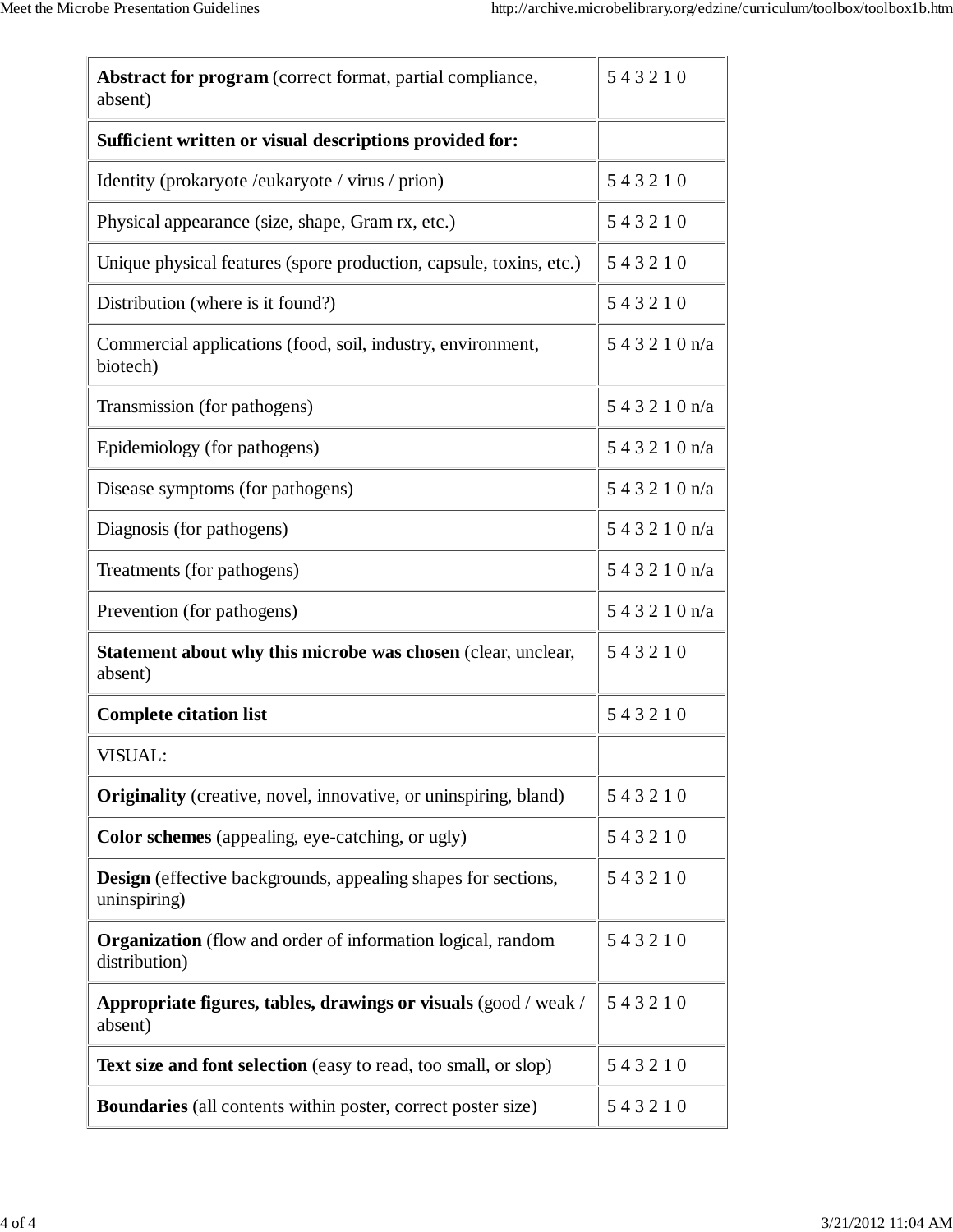| | |
|---|---|
| **Abstract for program** (correct format, partial compliance, absent) | 5 4 3 2 1 0 |
| **Sufficient written or visual descriptions provided for:** | |
| Identity (prokaryote /eukaryote / virus / prion) | 5 4 3 2 1 0 |
| Physical appearance (size, shape, Gram rx, etc.) | 5 4 3 2 1 0 |
| Unique physical features (spore production, capsule, toxins, etc.) | 5 4 3 2 1 0 |
| Distribution (where is it found?) | 5 4 3 2 1 0 |
| Commercial applications (food, soil, industry, environment, biotech) | 5 4 3 2 1 0 n/a |
| Transmission (for pathogens) | 5 4 3 2 1 0 n/a |
| Epidemiology (for pathogens) | 5 4 3 2 1 0 n/a |
| Disease symptoms (for pathogens) | 5 4 3 2 1 0 n/a |
| Diagnosis (for pathogens) | 5 4 3 2 1 0 n/a |
| Treatments (for pathogens) | 5 4 3 2 1 0 n/a |
| Prevention (for pathogens) | 5 4 3 2 1 0 n/a |
| **Statement about why this microbe was chosen** (clear, unclear, absent) | 5 4 3 2 1 0 |
| **Complete citation list** | 5 4 3 2 1 0 |
| VISUAL: | |
| **Originality** (creative, novel, innovative, or uninspiring, bland) | 5 4 3 2 1 0 |
| **Color schemes** (appealing, eye-catching, or ugly) | 5 4 3 2 1 0 |
| **Design** (effective backgrounds, appealing shapes for sections, uninspiring) | 5 4 3 2 1 0 |
| **Organization** (flow and order of information logical, random distribution) | 5 4 3 2 1 0 |
| **Appropriate figures, tables, drawings or visuals** (good / weak / absent) | 5 4 3 2 1 0 |
| **Text size and font selection** (easy to read, too small, or slop) | 5 4 3 2 1 0 |
| **Boundaries** (all contents within poster, correct poster size) | 5 4 3 2 1 0 |